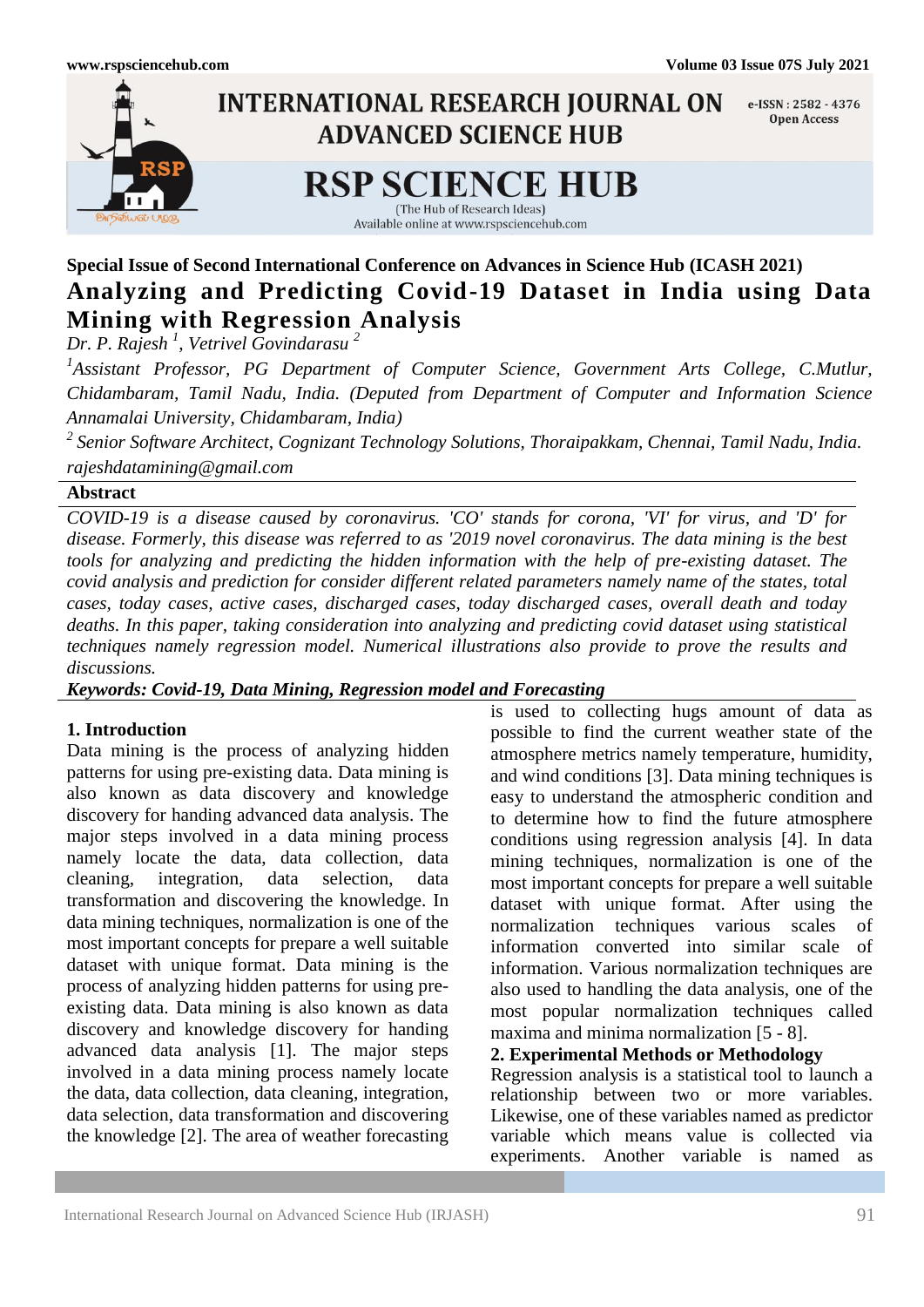Special Issue of Second International Conference on Advances in Science Hub (ICASH 2021)

# Analyzing and Predicting Covid-19 Dataset in India using Data Mining with Regression Analysis

*Dr. P. Rajesh [1], Vetrivel Govindarasu [2]*

*[1]Assistant Professor, PG Department of Computer Science, Government Arts College, C.Mutlur, Chidambaram, Tamil Nadu, India. (Deputed from Department of Computer and Information Science Annamalai University, Chidambaram, India)*

*[2] Senior Software Architect, Cognizant Technology Solutions, Thoraipakkam, Chennai, Tamil Nadu, India.*

*rajeshdatamining@gmail.com*

## Abstract

*COVID-19 is a disease caused by coronavirus. 'CO' stands for corona, 'VI' for virus, and 'D' for disease. Formerly, this disease was referred to as '2019 novel coronavirus. The data mining is the best tools for analyzing and predicting the hidden information with the help of pre-existing dataset. The covid analysis and prediction for consider different related parameters namely name of the states, total cases, today cases, active cases, discharged cases, today discharged cases, overall death and today deaths. In this paper, taking consideration into analyzing and predicting covid dataset using statistical techniques namely regression model. Numerical illustrations also provide to prove the results and discussions.*

***Keywords: Covid-19, Data Mining, Regression model and Forecasting***

## 1. Introduction

Data mining is the process of analyzing hidden patterns for using pre-existing data. Data mining is also known as data discovery and knowledge discovery for handing advanced data analysis. The major steps involved in a data mining process namely locate the data, data collection, data cleaning, integration, data selection, data transformation and discovering the knowledge. In data mining techniques, normalization is one of the most important concepts for prepare a well suitable dataset with unique format. Data mining is the process of analyzing hidden patterns for using pre-existing data. Data mining is also known as data discovery and knowledge discovery for handing advanced data analysis [1]. The major steps involved in a data mining process namely locate the data, data collection, data cleaning, integration, data selection, data transformation and discovering the knowledge [2]. The area of weather forecasting is used to collecting hugs amount of data as possible to find the current weather state of the atmosphere metrics namely temperature, humidity, and wind conditions [3]. Data mining techniques is easy to understand the atmospheric condition and to determine how to find the future atmosphere conditions using regression analysis [4]. In data mining techniques, normalization is one of the most important concepts for prepare a well suitable dataset with unique format. After using the normalization techniques various scales of information converted into similar scale of information. Various normalization techniques are also used to handling the data analysis, one of the most popular normalization techniques called maxima and minima normalization [5 - 8].

## 2. Experimental Methods or Methodology

Regression analysis is a statistical tool to launch a relationship between two or more variables. Likewise, one of these variables named as predictor variable which means value is collected via experiments. Another variable is named as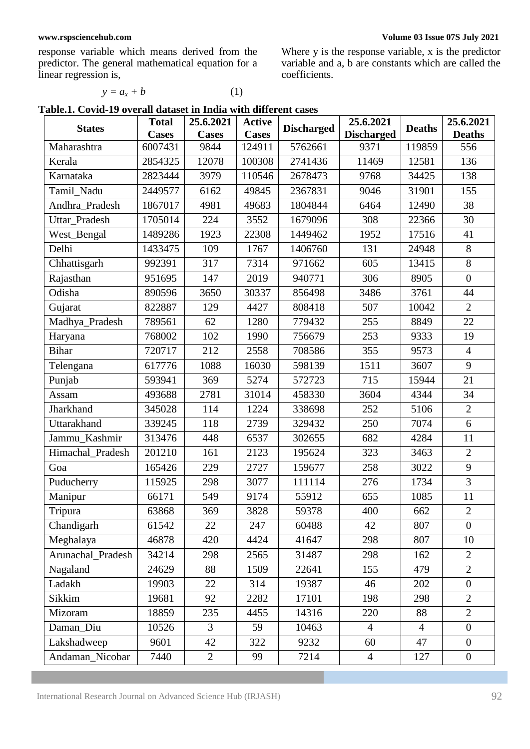response variable which means derived from the predictor. The general mathematical equation for a linear regression is,

$$y = a_x + b \quad (1)$$

Where y is the response variable, x is the predictor variable and a, b are constants which are called the coefficients.

**Table.1. Covid-19 overall dataset in India with different cases**

| States | Total Cases | 25.6.2021 Cases | Active Cases | Discharged | 25.6.2021 Discharged | Deaths | 25.6.2021 Deaths |
|---|---|---|---|---|---|---|---|
| Maharashtra | 6007431 | 9844 | 124911 | 5762661 | 9371 | 119859 | 556 |
| Kerala | 2854325 | 12078 | 100308 | 2741436 | 11469 | 12581 | 136 |
| Karnataka | 2823444 | 3979 | 110546 | 2678473 | 9768 | 34425 | 138 |
| Tamil_Nadu | 2449577 | 6162 | 49845 | 2367831 | 9046 | 31901 | 155 |
| Andhra_Pradesh | 1867017 | 4981 | 49683 | 1804844 | 6464 | 12490 | 38 |
| Uttar_Pradesh | 1705014 | 224 | 3552 | 1679096 | 308 | 22366 | 30 |
| West_Bengal | 1489286 | 1923 | 22308 | 1449462 | 1952 | 17516 | 41 |
| Delhi | 1433475 | 109 | 1767 | 1406760 | 131 | 24948 | 8 |
| Chhattisgarh | 992391 | 317 | 7314 | 971662 | 605 | 13415 | 8 |
| Rajasthan | 951695 | 147 | 2019 | 940771 | 306 | 8905 | 0 |
| Odisha | 890596 | 3650 | 30337 | 856498 | 3486 | 3761 | 44 |
| Gujarat | 822887 | 129 | 4427 | 808418 | 507 | 10042 | 2 |
| Madhya_Pradesh | 789561 | 62 | 1280 | 779432 | 255 | 8849 | 22 |
| Haryana | 768002 | 102 | 1990 | 756679 | 253 | 9333 | 19 |
| Bihar | 720717 | 212 | 2558 | 708586 | 355 | 9573 | 4 |
| Telengana | 617776 | 1088 | 16030 | 598139 | 1511 | 3607 | 9 |
| Punjab | 593941 | 369 | 5274 | 572723 | 715 | 15944 | 21 |
| Assam | 493688 | 2781 | 31014 | 458330 | 3604 | 4344 | 34 |
| Jharkhand | 345028 | 114 | 1224 | 338698 | 252 | 5106 | 2 |
| Uttarakhand | 339245 | 118 | 2739 | 329432 | 250 | 7074 | 6 |
| Jammu_Kashmir | 313476 | 448 | 6537 | 302655 | 682 | 4284 | 11 |
| Himachal_Pradesh | 201210 | 161 | 2123 | 195624 | 323 | 3463 | 2 |
| Goa | 165426 | 229 | 2727 | 159677 | 258 | 3022 | 9 |
| Puducherry | 115925 | 298 | 3077 | 111114 | 276 | 1734 | 3 |
| Manipur | 66171 | 549 | 9174 | 55912 | 655 | 1085 | 11 |
| Tripura | 63868 | 369 | 3828 | 59378 | 400 | 662 | 2 |
| Chandigarh | 61542 | 22 | 247 | 60488 | 42 | 807 | 0 |
| Meghalaya | 46878 | 420 | 4424 | 41647 | 298 | 807 | 10 |
| Arunachal_Pradesh | 34214 | 298 | 2565 | 31487 | 298 | 162 | 2 |
| Nagaland | 24629 | 88 | 1509 | 22641 | 155 | 479 | 2 |
| Ladakh | 19903 | 22 | 314 | 19387 | 46 | 202 | 0 |
| Sikkim | 19681 | 92 | 2282 | 17101 | 198 | 298 | 2 |
| Mizoram | 18859 | 235 | 4455 | 14316 | 220 | 88 | 2 |
| Daman_Diu | 10526 | 3 | 59 | 10463 | 4 | 4 | 0 |
| Lakshadweep | 9601 | 42 | 322 | 9232 | 60 | 47 | 0 |
| Andaman_Nicobar | 7440 | 2 | 99 | 7214 | 4 | 127 | 0 |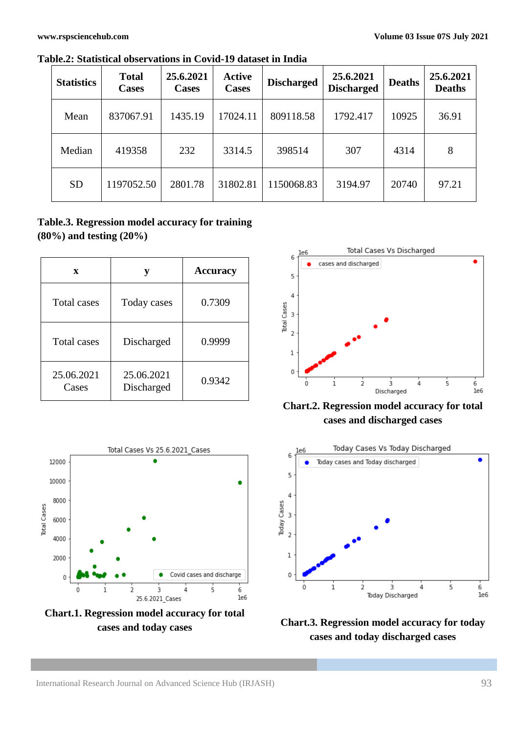**Table.2: Statistical observations in Covid-19 dataset in India**

| Statistics | Total Cases | 25.6.2021 Cases | Active Cases | Discharged | 25.6.2021 Discharged | Deaths | 25.6.2021 Deaths |
|---|---|---|---|---|---|---|---|
| Mean | 837067.91 | 1435.19 | 17024.11 | 809118.58 | 1792.417 | 10925 | 36.91 |
| Median | 419358 | 232 | 3314.5 | 398514 | 307 | 4314 | 8 |
| SD | 1197052.50 | 2801.78 | 31802.81 | 1150068.83 | 3194.97 | 20740 | 97.21 |

**Table.3. Regression model accuracy for training (80%) and testing (20%)**

| x | y | Accuracy |
|---|---|---|
| Total cases | Today cases | 0.7309 |
| Total cases | Discharged | 0.9999 |
| 25.06.2021 Cases | 25.06.2021 Discharged | 0.9342 |

**Chart.2. Regression model accuracy for total cases and discharged cases**

**Chart.1. Regression model accuracy for total cases and today cases**

**Chart.3. Regression model accuracy for today cases and today discharged cases**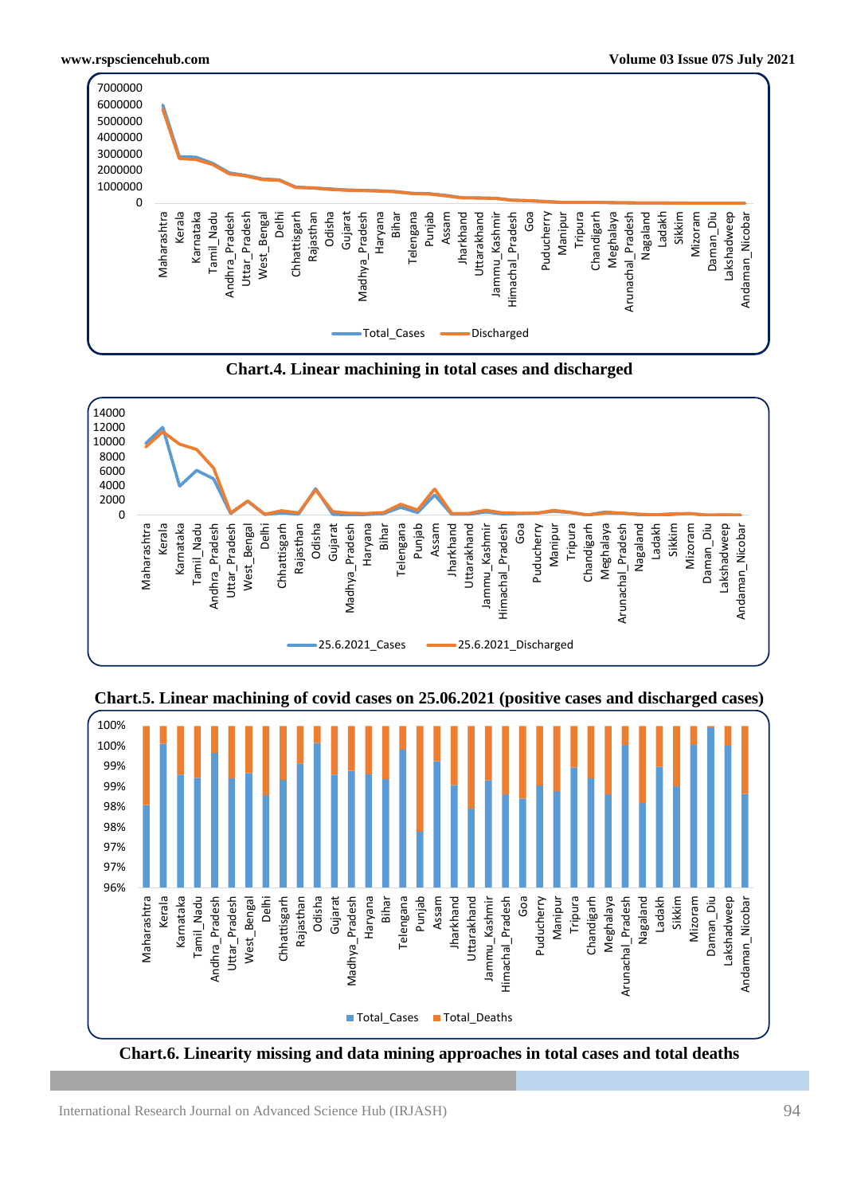Chart.4. Linear machining in total cases and discharged

Chart.5. Linear machining of covid cases on 25.06.2021 (positive cases and discharged cases)

Chart.6. Linearity missing and data mining approaches in total cases and total deaths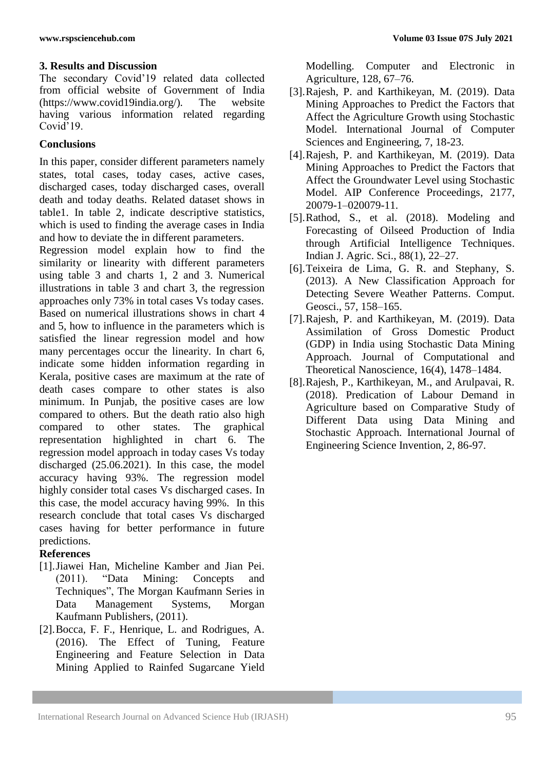## 3. Results and Discussion

The secondary Covid'19 related data collected from official website of Government of India (https://www.covid19india.org/). The website having various information related regarding Covid'19.

## Conclusions

In this paper, consider different parameters namely states, total cases, today cases, active cases, discharged cases, today discharged cases, overall death and today deaths. Related dataset shows in table1. In table 2, indicate descriptive statistics, which is used to finding the average cases in India and how to deviate the in different parameters.

Regression model explain how to find the similarity or linearity with different parameters using table 3 and charts 1, 2 and 3. Numerical illustrations in table 3 and chart 3, the regression approaches only 73% in total cases Vs today cases. Based on numerical illustrations shows in chart 4 and 5, how to influence in the parameters which is satisfied the linear regression model and how many percentages occur the linearity. In chart 6, indicate some hidden information regarding in Kerala, positive cases are maximum at the rate of death cases compare to other states is also minimum. In Punjab, the positive cases are low compared to others. But the death ratio also high compared to other states. The graphical representation highlighted in chart 6. The regression model approach in today cases Vs today discharged (25.06.2021). In this case, the model accuracy having 93%. The regression model highly consider total cases Vs discharged cases. In this case, the model accuracy having 99%. In this research conclude that total cases Vs discharged cases having for better performance in future predictions.

## References

[1]. Jiawei Han, Micheline Kamber and Jian Pei. (2011). "Data Mining: Concepts and Techniques", The Morgan Kaufmann Series in Data Management Systems, Morgan Kaufmann Publishers, (2011).

[2]. Bocca, F. F., Henrique, L. and Rodrigues, A. (2016). The Effect of Tuning, Feature Engineering and Feature Selection in Data Mining Applied to Rainfed Sugarcane Yield Modelling. Computer and Electronic in Agriculture, 128, 67–76.

[3]. Rajesh, P. and Karthikeyan, M. (2019). Data Mining Approaches to Predict the Factors that Affect the Agriculture Growth using Stochastic Model. International Journal of Computer Sciences and Engineering, 7, 18-23.

[4]. Rajesh, P. and Karthikeyan, M. (2019). Data Mining Approaches to Predict the Factors that Affect the Groundwater Level using Stochastic Model. AIP Conference Proceedings, 2177, 20079-1–020079-11.

[5]. Rathod, S., et al. (2018). Modeling and Forecasting of Oilseed Production of India through Artificial Intelligence Techniques. Indian J. Agric. Sci., 88(1), 22–27.

[6]. Teixeira de Lima, G. R. and Stephany, S. (2013). A New Classification Approach for Detecting Severe Weather Patterns. Comput. Geosci., 57, 158–165.

[7]. Rajesh, P. and Karthikeyan, M. (2019). Data Assimilation of Gross Domestic Product (GDP) in India using Stochastic Data Mining Approach. Journal of Computational and Theoretical Nanoscience, 16(4), 1478–1484.

[8]. Rajesh, P., Karthikeyan, M., and Arulpavai, R. (2018). Predication of Labour Demand in Agriculture based on Comparative Study of Different Data using Data Mining and Stochastic Approach. International Journal of Engineering Science Invention, 2, 86-97.